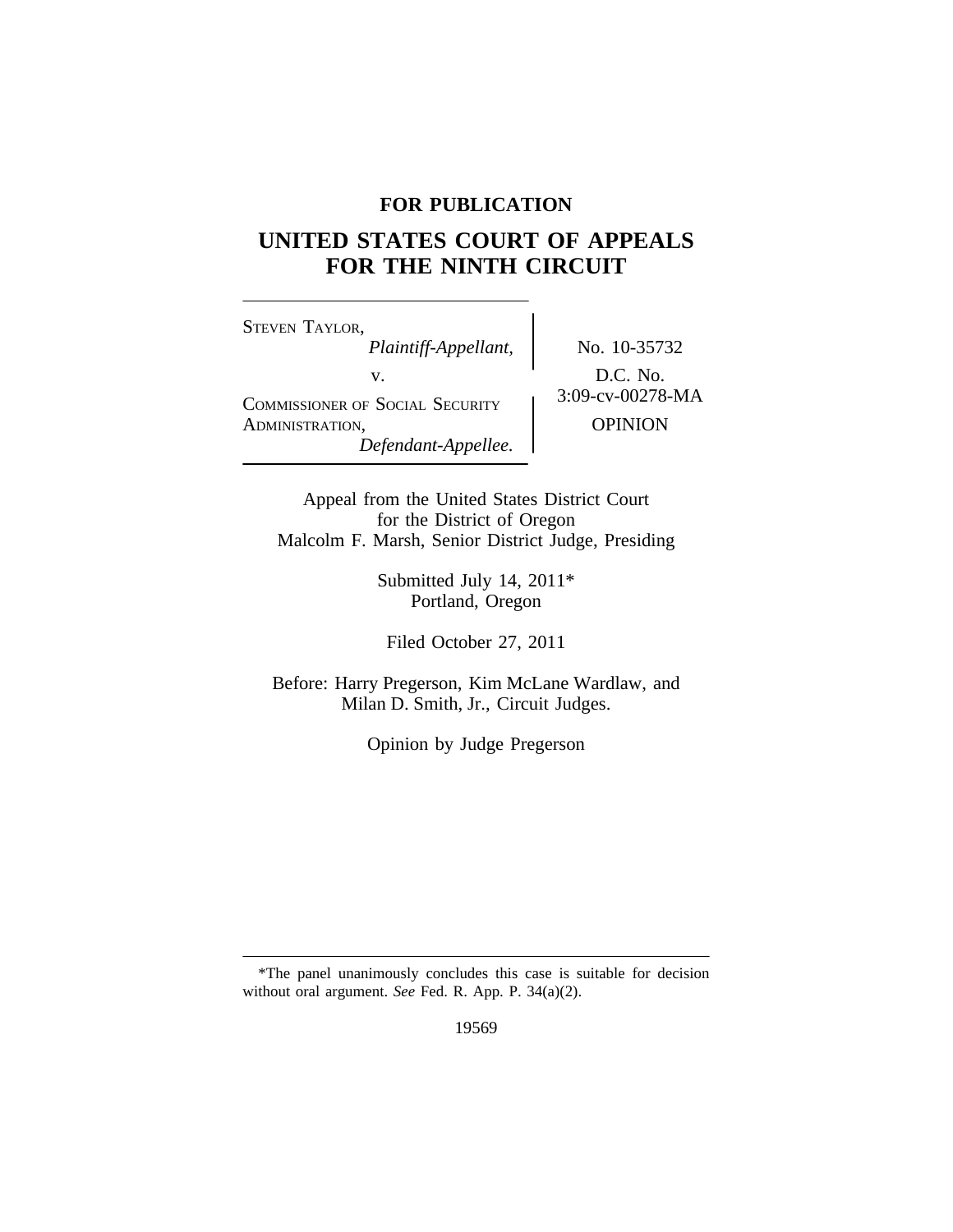**FOR PUBLICATION**

# UNITED STATES COURT OF APPEALS FOR THE NINTH CIRCUIT

STEVEN TAYLOR,
*Plaintiff-Appellant,*
v.
COMMISSIONER OF SOCIAL SECURITY ADMINISTRATION,
*Defendant-Appellee.*

No. 10-35732
D.C. No. 3:09-cv-00278-MA
OPINION

Appeal from the United States District Court
for the District of Oregon
Malcolm F. Marsh, Senior District Judge, Presiding

Submitted July 14, 2011*
Portland, Oregon

Filed October 27, 2011

Before: Harry Pregerson, Kim McLane Wardlaw, and
Milan D. Smith, Jr., Circuit Judges.

Opinion by Judge Pregerson

*The panel unanimously concludes this case is suitable for decision without oral argument. *See* Fed. R. App. P. 34(a)(2).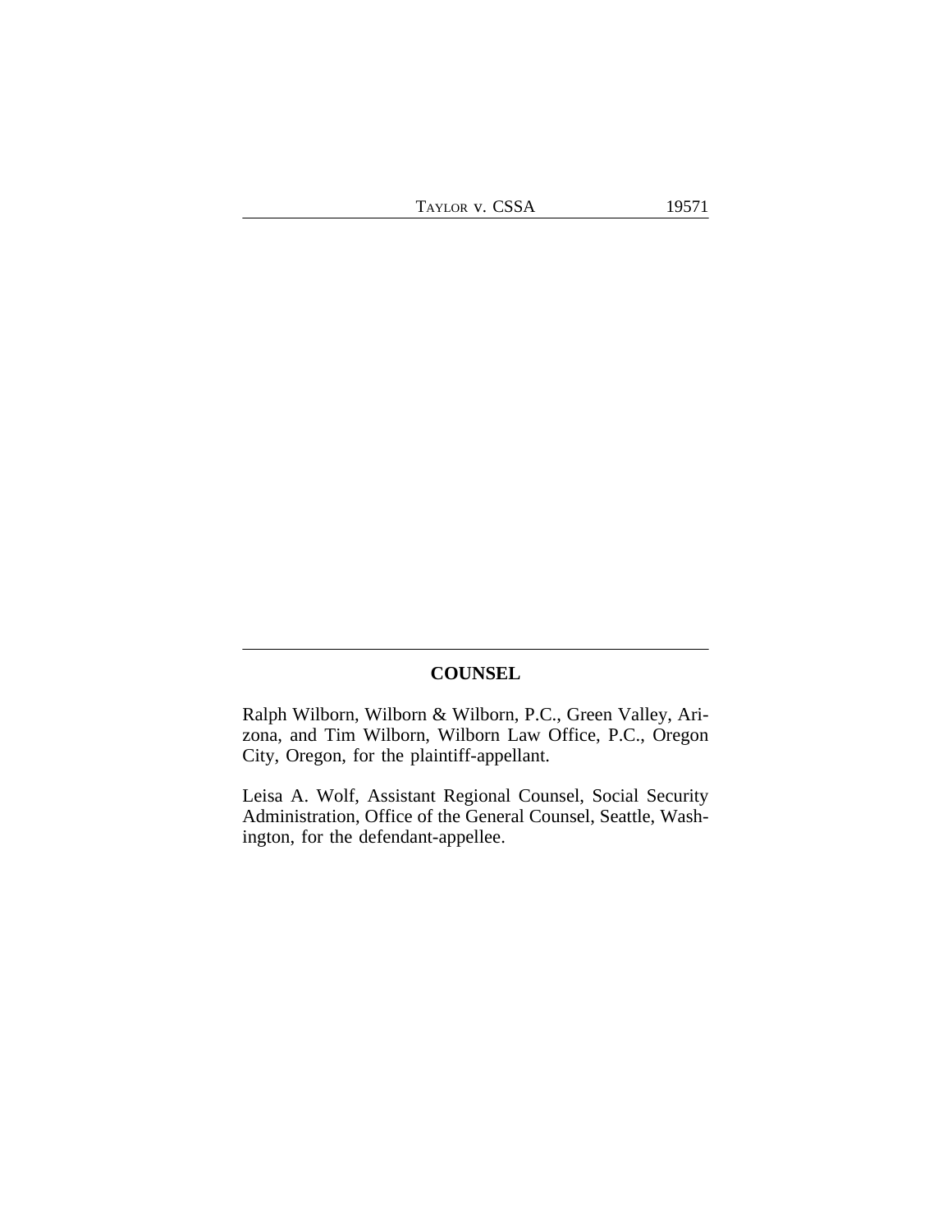## COUNSEL

Ralph Wilborn, Wilborn & Wilborn, P.C., Green Valley, Arizona, and Tim Wilborn, Wilborn Law Office, P.C., Oregon City, Oregon, for the plaintiff-appellant.

Leisa A. Wolf, Assistant Regional Counsel, Social Security Administration, Office of the General Counsel, Seattle, Washington, for the defendant-appellee.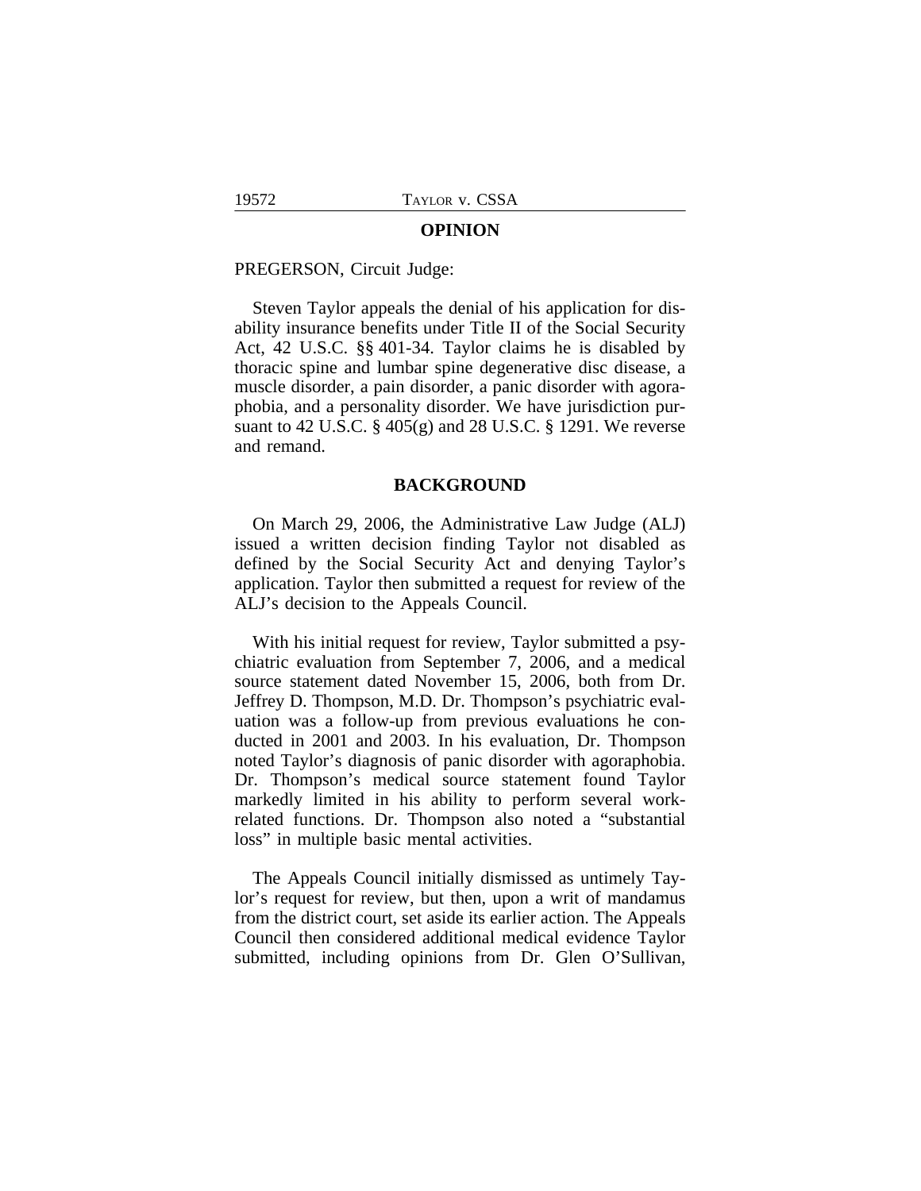## OPINION

PREGERSON, Circuit Judge:

Steven Taylor appeals the denial of his application for disability insurance benefits under Title II of the Social Security Act, 42 U.S.C. §§ 401-34. Taylor claims he is disabled by thoracic spine and lumbar spine degenerative disc disease, a muscle disorder, a pain disorder, a panic disorder with agoraphobia, and a personality disorder. We have jurisdiction pursuant to 42 U.S.C. § 405(g) and 28 U.S.C. § 1291. We reverse and remand.

## BACKGROUND

On March 29, 2006, the Administrative Law Judge (ALJ) issued a written decision finding Taylor not disabled as defined by the Social Security Act and denying Taylor's application. Taylor then submitted a request for review of the ALJ's decision to the Appeals Council.

With his initial request for review, Taylor submitted a psychiatric evaluation from September 7, 2006, and a medical source statement dated November 15, 2006, both from Dr. Jeffrey D. Thompson, M.D. Dr. Thompson's psychiatric evaluation was a follow-up from previous evaluations he conducted in 2001 and 2003. In his evaluation, Dr. Thompson noted Taylor's diagnosis of panic disorder with agoraphobia. Dr. Thompson's medical source statement found Taylor markedly limited in his ability to perform several work-related functions. Dr. Thompson also noted a "substantial loss" in multiple basic mental activities.

The Appeals Council initially dismissed as untimely Taylor's request for review, but then, upon a writ of mandamus from the district court, set aside its earlier action. The Appeals Council then considered additional medical evidence Taylor submitted, including opinions from Dr. Glen O'Sullivan,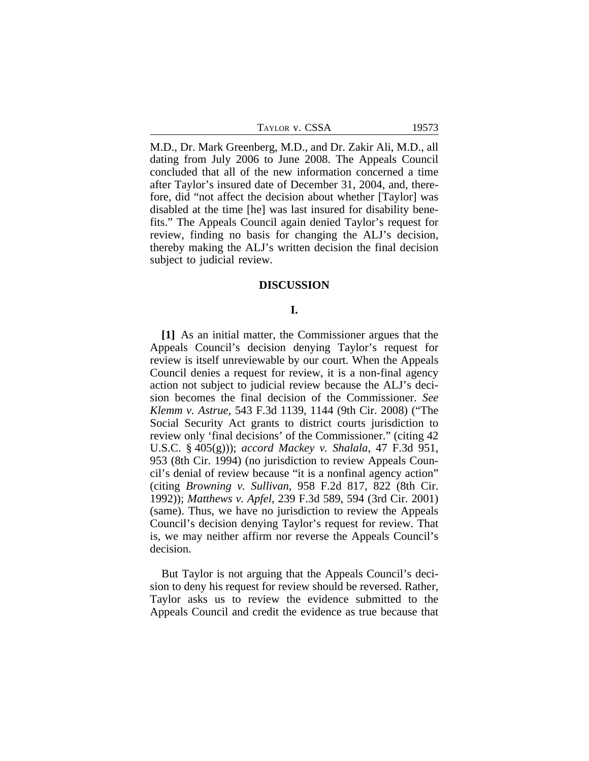M.D., Dr. Mark Greenberg, M.D., and Dr. Zakir Ali, M.D., all dating from July 2006 to June 2008. The Appeals Council concluded that all of the new information concerned a time after Taylor's insured date of December 31, 2004, and, therefore, did "not affect the decision about whether [Taylor] was disabled at the time [he] was last insured for disability benefits." The Appeals Council again denied Taylor's request for review, finding no basis for changing the ALJ's decision, thereby making the ALJ's written decision the final decision subject to judicial review.

## DISCUSSION

### I.

**[1]** As an initial matter, the Commissioner argues that the Appeals Council's decision denying Taylor's request for review is itself unreviewable by our court. When the Appeals Council denies a request for review, it is a non-final agency action not subject to judicial review because the ALJ's decision becomes the final decision of the Commissioner. *See Klemm v. Astrue*, 543 F.3d 1139, 1144 (9th Cir. 2008) ("The Social Security Act grants to district courts jurisdiction to review only 'final decisions' of the Commissioner." (citing 42 U.S.C. § 405(g))); *accord Mackey v. Shalala*, 47 F.3d 951, 953 (8th Cir. 1994) (no jurisdiction to review Appeals Council's denial of review because "it is a nonfinal agency action" (citing *Browning v. Sullivan*, 958 F.2d 817, 822 (8th Cir. 1992)); *Matthews v. Apfel*, 239 F.3d 589, 594 (3rd Cir. 2001) (same). Thus, we have no jurisdiction to review the Appeals Council's decision denying Taylor's request for review. That is, we may neither affirm nor reverse the Appeals Council's decision.

But Taylor is not arguing that the Appeals Council's decision to deny his request for review should be reversed. Rather, Taylor asks us to review the evidence submitted to the Appeals Council and credit the evidence as true because that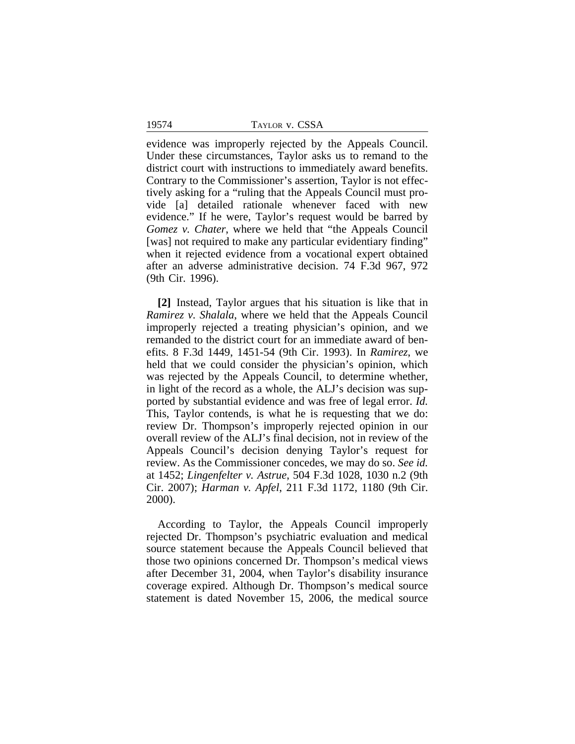evidence was improperly rejected by the Appeals Council. Under these circumstances, Taylor asks us to remand to the district court with instructions to immediately award benefits. Contrary to the Commissioner's assertion, Taylor is not effectively asking for a "ruling that the Appeals Council must provide [a] detailed rationale whenever faced with new evidence." If he were, Taylor's request would be barred by *Gomez v. Chater*, where we held that "the Appeals Council [was] not required to make any particular evidentiary finding" when it rejected evidence from a vocational expert obtained after an adverse administrative decision. 74 F.3d 967, 972 (9th Cir. 1996).

**[2]** Instead, Taylor argues that his situation is like that in *Ramirez v. Shalala*, where we held that the Appeals Council improperly rejected a treating physician's opinion, and we remanded to the district court for an immediate award of benefits. 8 F.3d 1449, 1451-54 (9th Cir. 1993). In *Ramirez*, we held that we could consider the physician's opinion, which was rejected by the Appeals Council, to determine whether, in light of the record as a whole, the ALJ's decision was supported by substantial evidence and was free of legal error. *Id.* This, Taylor contends, is what he is requesting that we do: review Dr. Thompson's improperly rejected opinion in our overall review of the ALJ's final decision, not in review of the Appeals Council's decision denying Taylor's request for review. As the Commissioner concedes, we may do so. *See id.* at 1452; *Lingenfelter v. Astrue*, 504 F.3d 1028, 1030 n.2 (9th Cir. 2007); *Harman v. Apfel*, 211 F.3d 1172, 1180 (9th Cir. 2000).

According to Taylor, the Appeals Council improperly rejected Dr. Thompson's psychiatric evaluation and medical source statement because the Appeals Council believed that those two opinions concerned Dr. Thompson's medical views after December 31, 2004, when Taylor's disability insurance coverage expired. Although Dr. Thompson's medical source statement is dated November 15, 2006, the medical source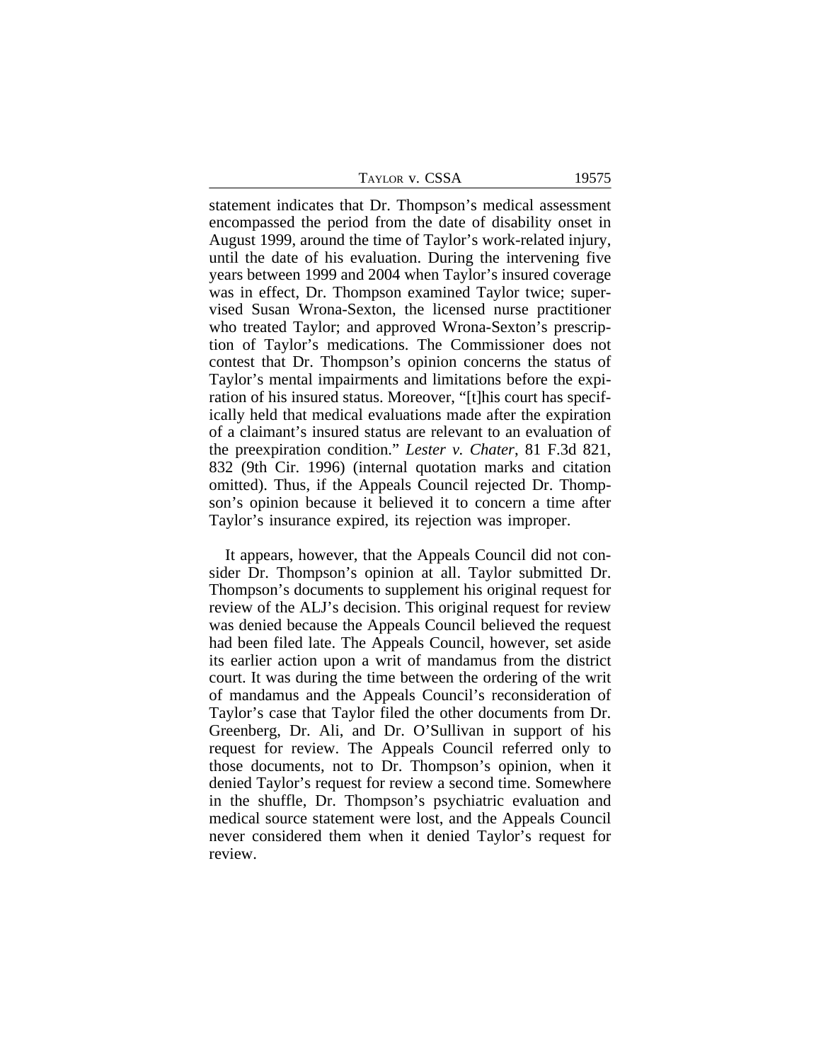statement indicates that Dr. Thompson's medical assessment encompassed the period from the date of disability onset in August 1999, around the time of Taylor's work-related injury, until the date of his evaluation. During the intervening five years between 1999 and 2004 when Taylor's insured coverage was in effect, Dr. Thompson examined Taylor twice; supervised Susan Wrona-Sexton, the licensed nurse practitioner who treated Taylor; and approved Wrona-Sexton's prescription of Taylor's medications. The Commissioner does not contest that Dr. Thompson's opinion concerns the status of Taylor's mental impairments and limitations before the expiration of his insured status. Moreover, "[t]his court has specifically held that medical evaluations made after the expiration of a claimant's insured status are relevant to an evaluation of the preexpiration condition." *Lester v. Chater*, 81 F.3d 821, 832 (9th Cir. 1996) (internal quotation marks and citation omitted). Thus, if the Appeals Council rejected Dr. Thompson's opinion because it believed it to concern a time after Taylor's insurance expired, its rejection was improper.

It appears, however, that the Appeals Council did not consider Dr. Thompson's opinion at all. Taylor submitted Dr. Thompson's documents to supplement his original request for review of the ALJ's decision. This original request for review was denied because the Appeals Council believed the request had been filed late. The Appeals Council, however, set aside its earlier action upon a writ of mandamus from the district court. It was during the time between the ordering of the writ of mandamus and the Appeals Council's reconsideration of Taylor's case that Taylor filed the other documents from Dr. Greenberg, Dr. Ali, and Dr. O'Sullivan in support of his request for review. The Appeals Council referred only to those documents, not to Dr. Thompson's opinion, when it denied Taylor's request for review a second time. Somewhere in the shuffle, Dr. Thompson's psychiatric evaluation and medical source statement were lost, and the Appeals Council never considered them when it denied Taylor's request for review.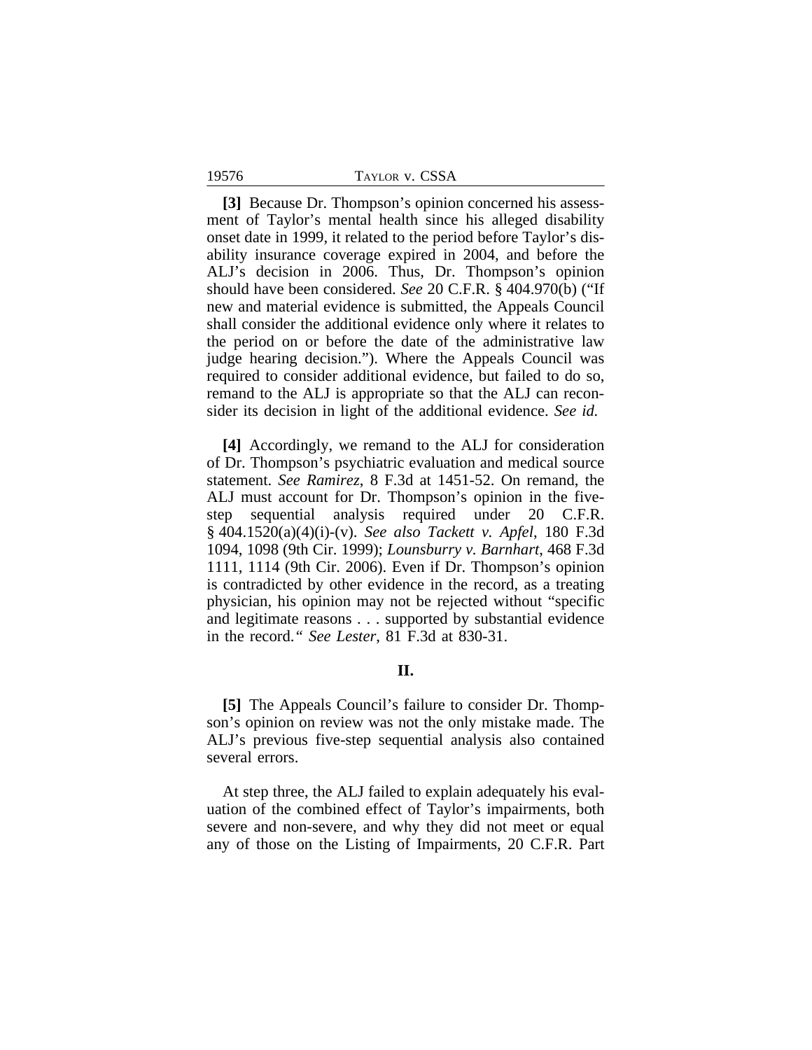**[3]** Because Dr. Thompson's opinion concerned his assessment of Taylor's mental health since his alleged disability onset date in 1999, it related to the period before Taylor's disability insurance coverage expired in 2004, and before the ALJ's decision in 2006. Thus, Dr. Thompson's opinion should have been considered. *See* 20 C.F.R. § 404.970(b) ("If new and material evidence is submitted, the Appeals Council shall consider the additional evidence only where it relates to the period on or before the date of the administrative law judge hearing decision."). Where the Appeals Council was required to consider additional evidence, but failed to do so, remand to the ALJ is appropriate so that the ALJ can reconsider its decision in light of the additional evidence. *See id.*

**[4]** Accordingly, we remand to the ALJ for consideration of Dr. Thompson's psychiatric evaluation and medical source statement. *See Ramirez*, 8 F.3d at 1451-52. On remand, the ALJ must account for Dr. Thompson's opinion in the five-step sequential analysis required under 20 C.F.R. § 404.1520(a)(4)(i)-(v). *See also Tackett v. Apfel*, 180 F.3d 1094, 1098 (9th Cir. 1999); *Lounsburry v. Barnhart*, 468 F.3d 1111, 1114 (9th Cir. 2006). Even if Dr. Thompson's opinion is contradicted by other evidence in the record, as a treating physician, his opinion may not be rejected without "specific and legitimate reasons . . . supported by substantial evidence in the record." *See Lester*, 81 F.3d at 830-31.

## II.

**[5]** The Appeals Council's failure to consider Dr. Thompson's opinion on review was not the only mistake made. The ALJ's previous five-step sequential analysis also contained several errors.

At step three, the ALJ failed to explain adequately his evaluation of the combined effect of Taylor's impairments, both severe and non-severe, and why they did not meet or equal any of those on the Listing of Impairments, 20 C.F.R. Part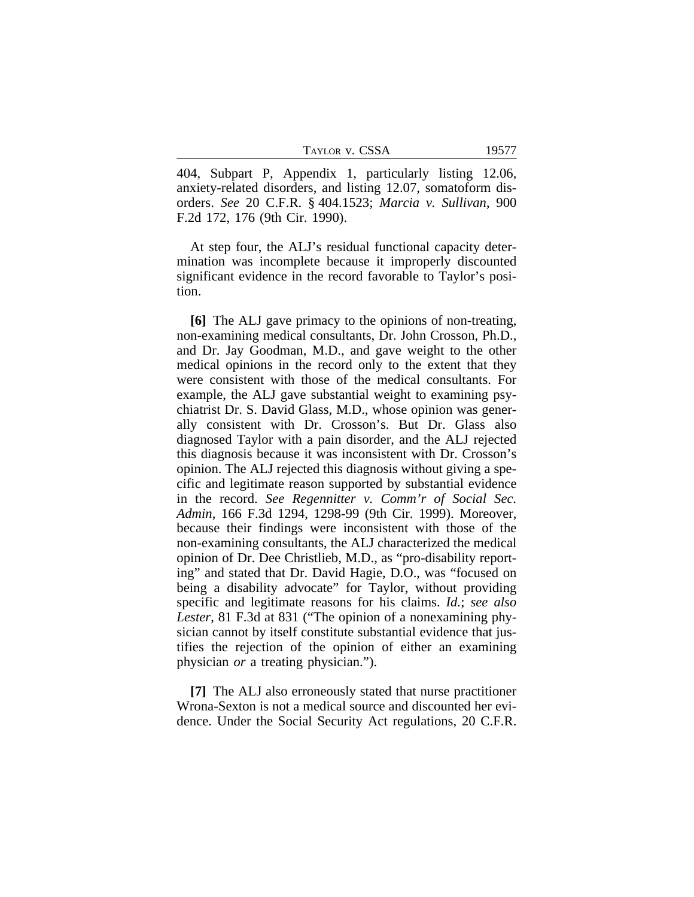404, Subpart P, Appendix 1, particularly listing 12.06, anxiety-related disorders, and listing 12.07, somatoform disorders. *See* 20 C.F.R. § 404.1523; *Marcia v. Sullivan*, 900 F.2d 172, 176 (9th Cir. 1990).

At step four, the ALJ's residual functional capacity determination was incomplete because it improperly discounted significant evidence in the record favorable to Taylor's position.

**[6]** The ALJ gave primacy to the opinions of non-treating, non-examining medical consultants, Dr. John Crosson, Ph.D., and Dr. Jay Goodman, M.D., and gave weight to the other medical opinions in the record only to the extent that they were consistent with those of the medical consultants. For example, the ALJ gave substantial weight to examining psychiatrist Dr. S. David Glass, M.D., whose opinion was generally consistent with Dr. Crosson's. But Dr. Glass also diagnosed Taylor with a pain disorder, and the ALJ rejected this diagnosis because it was inconsistent with Dr. Crosson's opinion. The ALJ rejected this diagnosis without giving a specific and legitimate reason supported by substantial evidence in the record. *See Regennitter v. Comm'r of Social Sec. Admin*, 166 F.3d 1294, 1298-99 (9th Cir. 1999). Moreover, because their findings were inconsistent with those of the non-examining consultants, the ALJ characterized the medical opinion of Dr. Dee Christlieb, M.D., as "pro-disability reporting" and stated that Dr. David Hagie, D.O., was "focused on being a disability advocate" for Taylor, without providing specific and legitimate reasons for his claims. *Id.*; *see also Lester*, 81 F.3d at 831 ("The opinion of a nonexamining physician cannot by itself constitute substantial evidence that justifies the rejection of the opinion of either an examining physician *or* a treating physician.").

**[7]** The ALJ also erroneously stated that nurse practitioner Wrona-Sexton is not a medical source and discounted her evidence. Under the Social Security Act regulations, 20 C.F.R.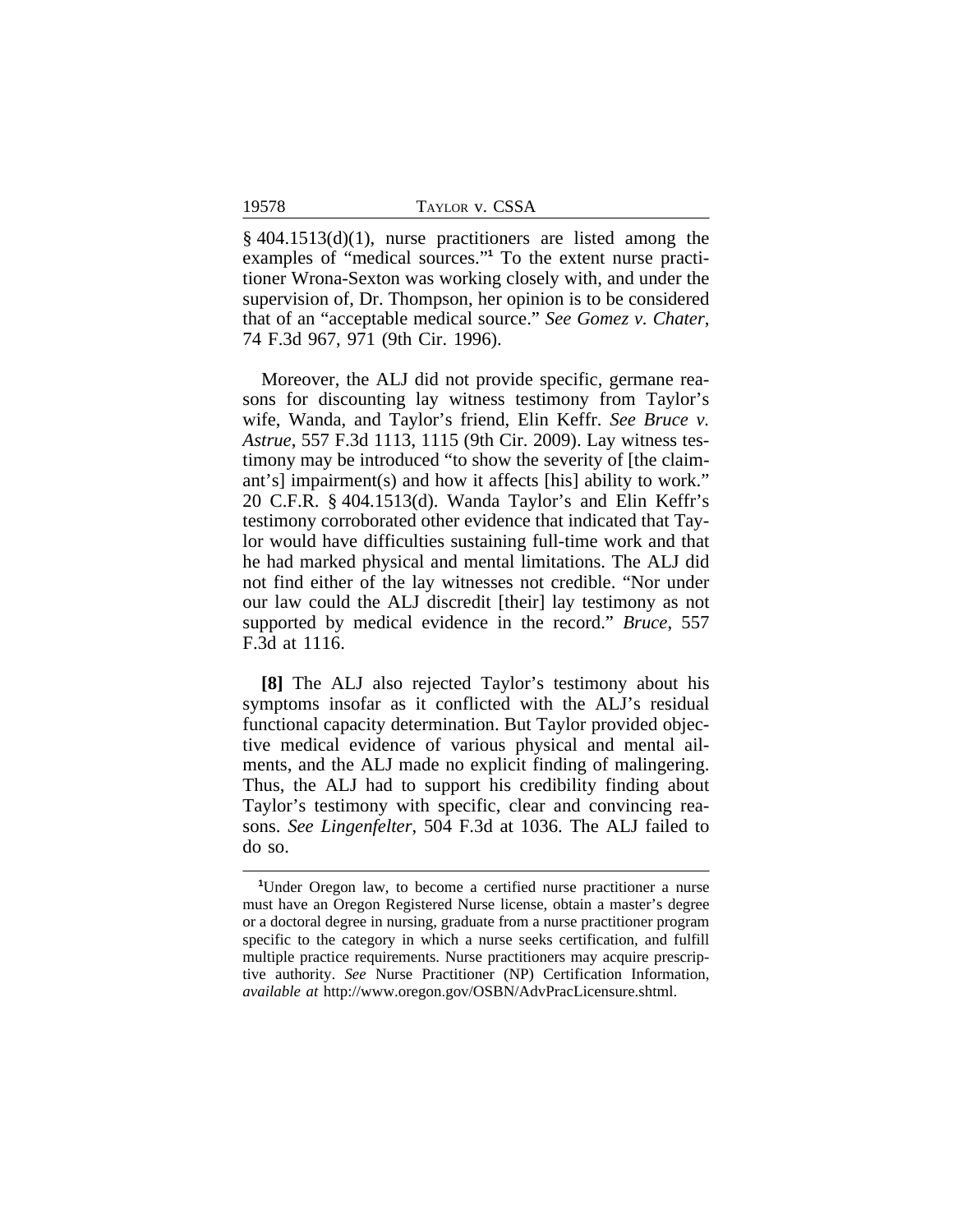§ 404.1513(d)(1), nurse practitioners are listed among the examples of "medical sources."[1] To the extent nurse practitioner Wrona-Sexton was working closely with, and under the supervision of, Dr. Thompson, her opinion is to be considered that of an "acceptable medical source." *See Gomez v. Chater*, 74 F.3d 967, 971 (9th Cir. 1996).

Moreover, the ALJ did not provide specific, germane reasons for discounting lay witness testimony from Taylor's wife, Wanda, and Taylor's friend, Elin Keffr. *See Bruce v. Astrue*, 557 F.3d 1113, 1115 (9th Cir. 2009). Lay witness testimony may be introduced "to show the severity of [the claimant's] impairment(s) and how it affects [his] ability to work." 20 C.F.R. § 404.1513(d). Wanda Taylor's and Elin Keffr's testimony corroborated other evidence that indicated that Taylor would have difficulties sustaining full-time work and that he had marked physical and mental limitations. The ALJ did not find either of the lay witnesses not credible. "Nor under our law could the ALJ discredit [their] lay testimony as not supported by medical evidence in the record." *Bruce*, 557 F.3d at 1116.

**[8]** The ALJ also rejected Taylor's testimony about his symptoms insofar as it conflicted with the ALJ's residual functional capacity determination. But Taylor provided objective medical evidence of various physical and mental ailments, and the ALJ made no explicit finding of malingering. Thus, the ALJ had to support his credibility finding about Taylor's testimony with specific, clear and convincing reasons. *See Lingenfelter*, 504 F.3d at 1036. The ALJ failed to do so.

---

[1]Under Oregon law, to become a certified nurse practitioner a nurse must have an Oregon Registered Nurse license, obtain a master's degree or a doctoral degree in nursing, graduate from a nurse practitioner program specific to the category in which a nurse seeks certification, and fulfill multiple practice requirements. Nurse practitioners may acquire prescriptive authority. *See* Nurse Practitioner (NP) Certification Information, *available at* http://www.oregon.gov/OSBN/AdvPracLicensure.shtml.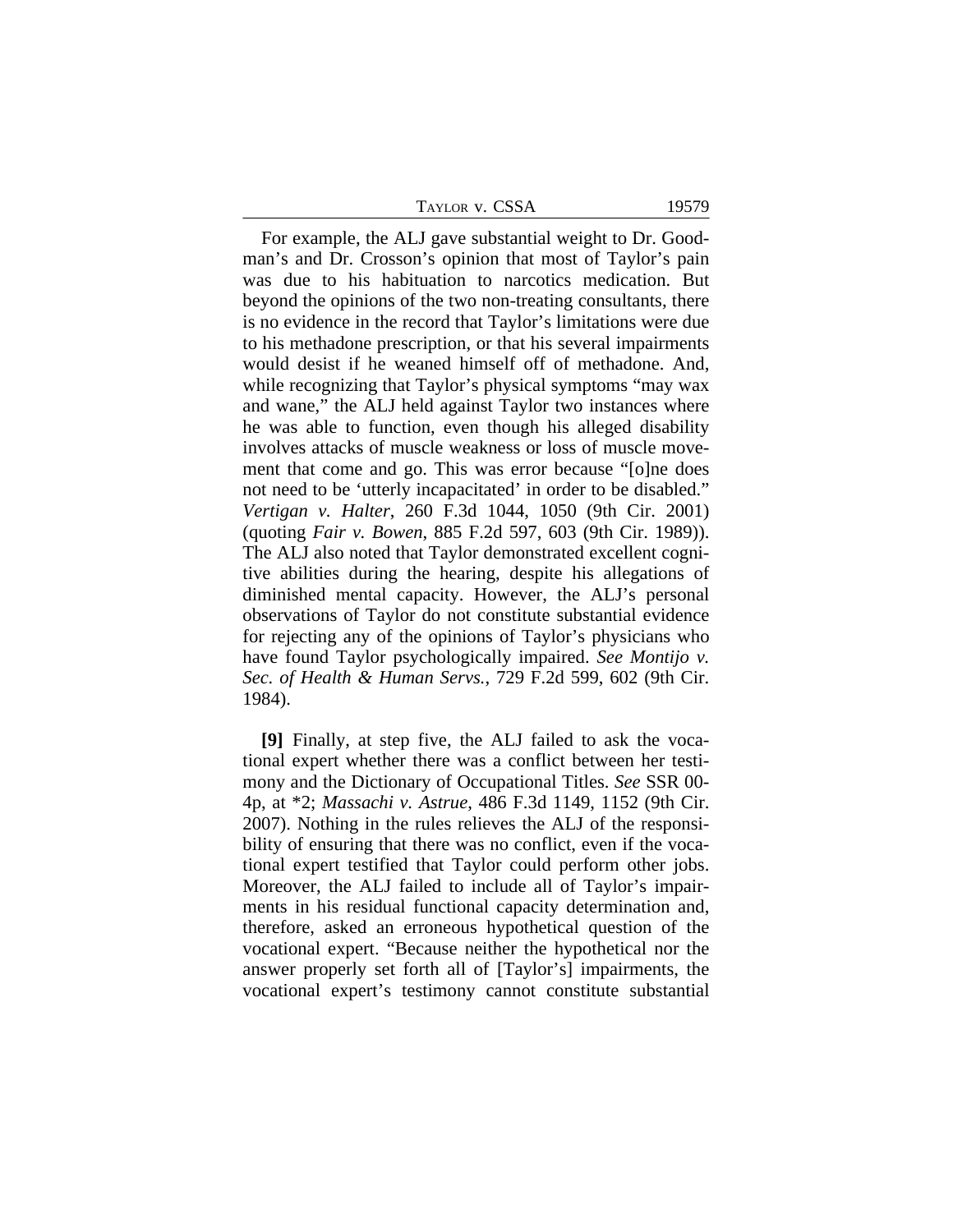For example, the ALJ gave substantial weight to Dr. Goodman's and Dr. Crosson's opinion that most of Taylor's pain was due to his habituation to narcotics medication. But beyond the opinions of the two non-treating consultants, there is no evidence in the record that Taylor's limitations were due to his methadone prescription, or that his several impairments would desist if he weaned himself off of methadone. And, while recognizing that Taylor's physical symptoms "may wax and wane," the ALJ held against Taylor two instances where he was able to function, even though his alleged disability involves attacks of muscle weakness or loss of muscle movement that come and go. This was error because "[o]ne does not need to be 'utterly incapacitated' in order to be disabled." *Vertigan v. Halter*, 260 F.3d 1044, 1050 (9th Cir. 2001) (quoting *Fair v. Bowen*, 885 F.2d 597, 603 (9th Cir. 1989)). The ALJ also noted that Taylor demonstrated excellent cognitive abilities during the hearing, despite his allegations of diminished mental capacity. However, the ALJ's personal observations of Taylor do not constitute substantial evidence for rejecting any of the opinions of Taylor's physicians who have found Taylor psychologically impaired. *See Montijo v. Sec. of Health & Human Servs.*, 729 F.2d 599, 602 (9th Cir. 1984).

**[9]** Finally, at step five, the ALJ failed to ask the vocational expert whether there was a conflict between her testimony and the Dictionary of Occupational Titles. *See* SSR 00-4p, at *2; *Massachi v. Astrue*, 486 F.3d 1149, 1152 (9th Cir. 2007). Nothing in the rules relieves the ALJ of the responsibility of ensuring that there was no conflict, even if the vocational expert testified that Taylor could perform other jobs. Moreover, the ALJ failed to include all of Taylor's impairments in his residual functional capacity determination and, therefore, asked an erroneous hypothetical question of the vocational expert. "Because neither the hypothetical nor the answer properly set forth all of [Taylor's] impairments, the vocational expert's testimony cannot constitute substantial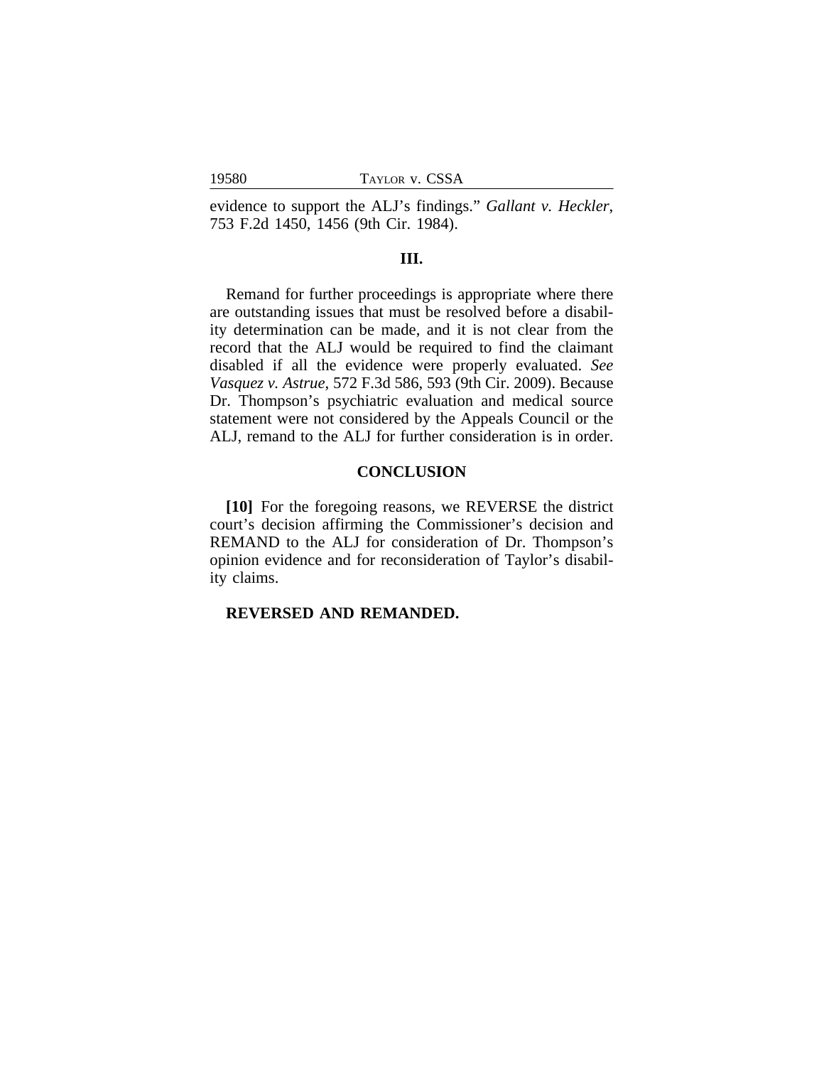evidence to support the ALJ's findings." *Gallant v. Heckler*, 753 F.2d 1450, 1456 (9th Cir. 1984).

## III.

Remand for further proceedings is appropriate where there are outstanding issues that must be resolved before a disability determination can be made, and it is not clear from the record that the ALJ would be required to find the claimant disabled if all the evidence were properly evaluated. *See Vasquez v. Astrue*, 572 F.3d 586, 593 (9th Cir. 2009). Because Dr. Thompson's psychiatric evaluation and medical source statement were not considered by the Appeals Council or the ALJ, remand to the ALJ for further consideration is in order.

## CONCLUSION

**[10]** For the foregoing reasons, we REVERSE the district court's decision affirming the Commissioner's decision and REMAND to the ALJ for consideration of Dr. Thompson's opinion evidence and for reconsideration of Taylor's disability claims.

**REVERSED AND REMANDED.**